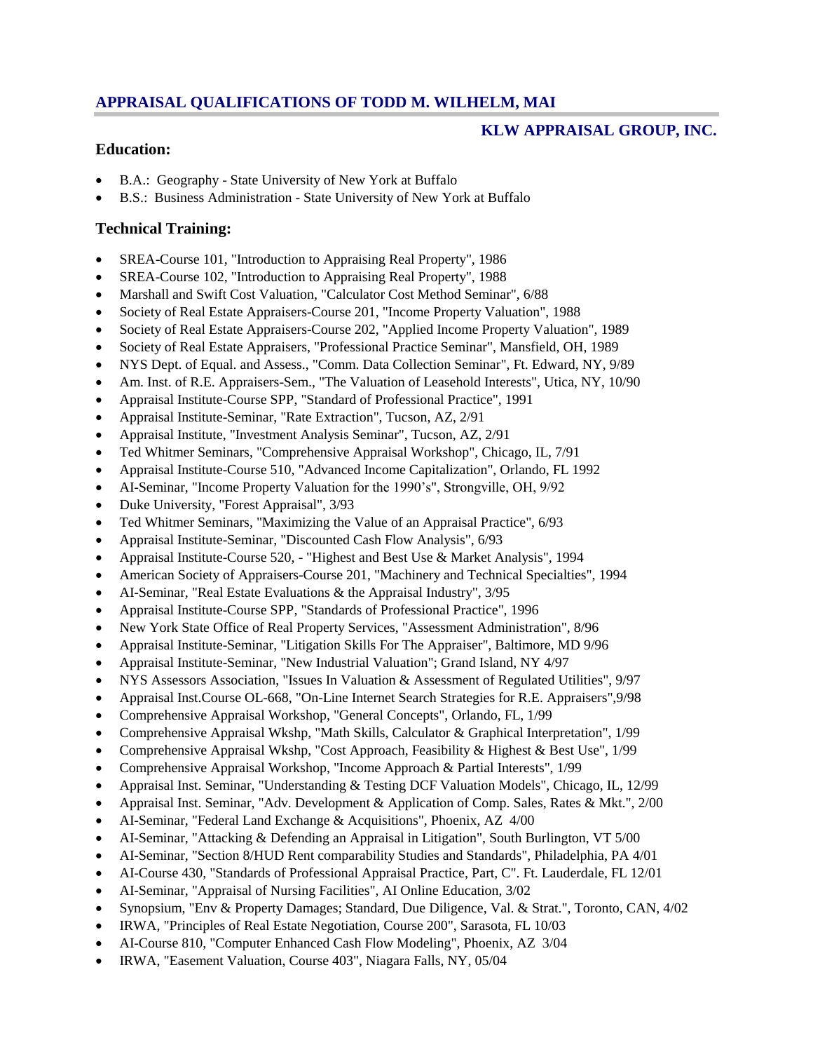## APPRAISAL QUALIFICATIONS OF TODD M. WILHELM, MAI

**KLW APPRAISAL GROUP, INC.**

### Education:

- B.A.: Geography - State University of New York at Buffalo
- B.S.: Business Administration - State University of New York at Buffalo

### Technical Training:

- SREA-Course 101, "Introduction to Appraising Real Property", 1986
- SREA-Course 102, "Introduction to Appraising Real Property", 1988
- Marshall and Swift Cost Valuation, "Calculator Cost Method Seminar", 6/88
- Society of Real Estate Appraisers-Course 201, "Income Property Valuation", 1988
- Society of Real Estate Appraisers-Course 202, "Applied Income Property Valuation", 1989
- Society of Real Estate Appraisers, "Professional Practice Seminar", Mansfield, OH, 1989
- NYS Dept. of Equal. and Assess., "Comm. Data Collection Seminar", Ft. Edward, NY, 9/89
- Am. Inst. of R.E. Appraisers-Sem., "The Valuation of Leasehold Interests", Utica, NY, 10/90
- Appraisal Institute-Course SPP, "Standard of Professional Practice", 1991
- Appraisal Institute-Seminar, "Rate Extraction", Tucson, AZ, 2/91
- Appraisal Institute, "Investment Analysis Seminar", Tucson, AZ, 2/91
- Ted Whitmer Seminars, "Comprehensive Appraisal Workshop", Chicago, IL, 7/91
- Appraisal Institute-Course 510, "Advanced Income Capitalization", Orlando, FL 1992
- AI-Seminar, "Income Property Valuation for the 1990's", Strongville, OH, 9/92
- Duke University, "Forest Appraisal", 3/93
- Ted Whitmer Seminars, "Maximizing the Value of an Appraisal Practice", 6/93
- Appraisal Institute-Seminar, "Discounted Cash Flow Analysis", 6/93
- Appraisal Institute-Course 520, - "Highest and Best Use & Market Analysis", 1994
- American Society of Appraisers-Course 201, "Machinery and Technical Specialties", 1994
- AI-Seminar, "Real Estate Evaluations & the Appraisal Industry", 3/95
- Appraisal Institute-Course SPP, "Standards of Professional Practice", 1996
- New York State Office of Real Property Services, "Assessment Administration", 8/96
- Appraisal Institute-Seminar, "Litigation Skills For The Appraiser", Baltimore, MD 9/96
- Appraisal Institute-Seminar, "New Industrial Valuation"; Grand Island, NY 4/97
- NYS Assessors Association, "Issues In Valuation & Assessment of Regulated Utilities", 9/97
- Appraisal Inst.Course OL-668, "On-Line Internet Search Strategies for R.E. Appraisers",9/98
- Comprehensive Appraisal Workshop, "General Concepts", Orlando, FL, 1/99
- Comprehensive Appraisal Wkshp, "Math Skills, Calculator & Graphical Interpretation", 1/99
- Comprehensive Appraisal Wkshp, "Cost Approach, Feasibility & Highest & Best Use", 1/99
- Comprehensive Appraisal Workshop, "Income Approach & Partial Interests", 1/99
- Appraisal Inst. Seminar, "Understanding & Testing DCF Valuation Models", Chicago, IL, 12/99
- Appraisal Inst. Seminar, "Adv. Development & Application of Comp. Sales, Rates & Mkt.", 2/00
- AI-Seminar, "Federal Land Exchange & Acquisitions", Phoenix, AZ 4/00
- AI-Seminar, "Attacking & Defending an Appraisal in Litigation", South Burlington, VT 5/00
- AI-Seminar, "Section 8/HUD Rent comparability Studies and Standards", Philadelphia, PA 4/01
- AI-Course 430, "Standards of Professional Appraisal Practice, Part, C". Ft. Lauderdale, FL 12/01
- AI-Seminar, "Appraisal of Nursing Facilities", AI Online Education, 3/02
- Synopsium, "Env & Property Damages; Standard, Due Diligence, Val. & Strat.", Toronto, CAN, 4/02
- IRWA, "Principles of Real Estate Negotiation, Course 200", Sarasota, FL 10/03
- AI-Course 810, "Computer Enhanced Cash Flow Modeling", Phoenix, AZ 3/04
- IRWA, "Easement Valuation, Course 403", Niagara Falls, NY, 05/04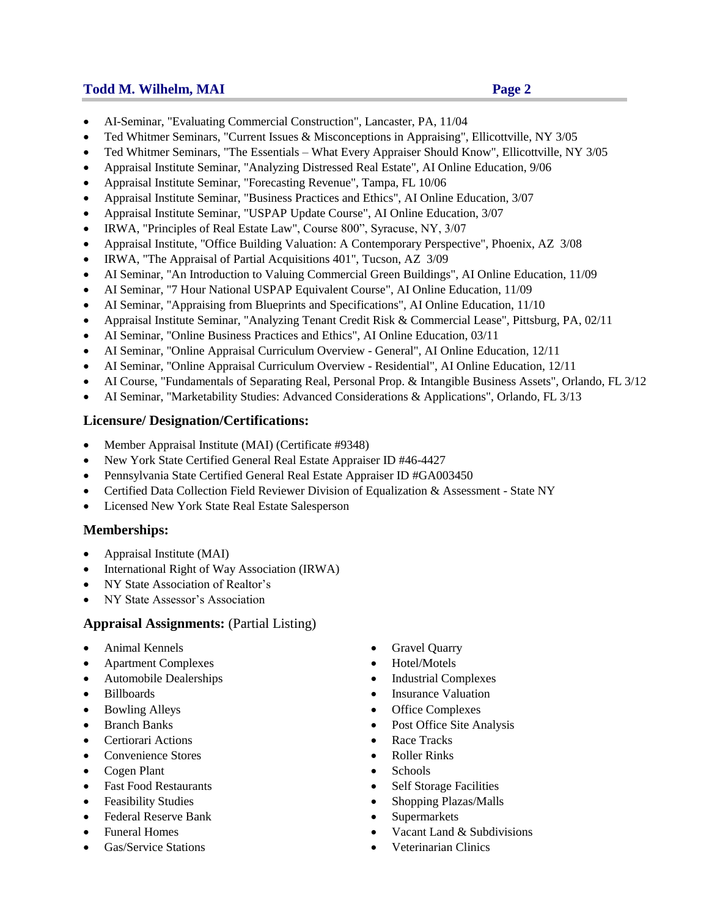- AI-Seminar, "Evaluating Commercial Construction", Lancaster, PA, 11/04
- Ted Whitmer Seminars, "Current Issues & Misconceptions in Appraising", Ellicottville, NY 3/05
- Ted Whitmer Seminars, "The Essentials – What Every Appraiser Should Know", Ellicottville, NY 3/05
- Appraisal Institute Seminar, "Analyzing Distressed Real Estate", AI Online Education, 9/06
- Appraisal Institute Seminar, "Forecasting Revenue", Tampa, FL 10/06
- Appraisal Institute Seminar, "Business Practices and Ethics", AI Online Education, 3/07
- Appraisal Institute Seminar, "USPAP Update Course", AI Online Education, 3/07
- IRWA, "Principles of Real Estate Law", Course 800", Syracuse, NY, 3/07
- Appraisal Institute, "Office Building Valuation: A Contemporary Perspective", Phoenix, AZ 3/08
- IRWA, "The Appraisal of Partial Acquisitions 401", Tucson, AZ 3/09
- AI Seminar, "An Introduction to Valuing Commercial Green Buildings", AI Online Education, 11/09
- AI Seminar, "7 Hour National USPAP Equivalent Course", AI Online Education, 11/09
- AI Seminar, "Appraising from Blueprints and Specifications", AI Online Education, 11/10
- Appraisal Institute Seminar, "Analyzing Tenant Credit Risk & Commercial Lease", Pittsburg, PA, 02/11
- AI Seminar, "Online Business Practices and Ethics", AI Online Education, 03/11
- AI Seminar, "Online Appraisal Curriculum Overview - General", AI Online Education, 12/11
- AI Seminar, "Online Appraisal Curriculum Overview - Residential", AI Online Education, 12/11
- AI Course, "Fundamentals of Separating Real, Personal Prop. & Intangible Business Assets", Orlando, FL 3/12
- AI Seminar, "Marketability Studies: Advanced Considerations & Applications", Orlando, FL 3/13

### Licensure/ Designation/Certifications:

- Member Appraisal Institute (MAI) (Certificate #9348)
- New York State Certified General Real Estate Appraiser ID #46-4427
- Pennsylvania State Certified General Real Estate Appraiser ID #GA003450
- Certified Data Collection Field Reviewer Division of Equalization & Assessment - State NY
- Licensed New York State Real Estate Salesperson

### Memberships:

- Appraisal Institute (MAI)
- International Right of Way Association (IRWA)
- NY State Association of Realtor's
- NY State Assessor's Association

### Appraisal Assignments: (Partial Listing)

- Animal Kennels
- Apartment Complexes
- Automobile Dealerships
- Billboards
- Bowling Alleys
- Branch Banks
- Certiorari Actions
- Convenience Stores
- Cogen Plant
- Fast Food Restaurants
- Feasibility Studies
- Federal Reserve Bank
- Funeral Homes
- Gas/Service Stations
- Gravel Quarry
- Hotel/Motels
- Industrial Complexes
- Insurance Valuation
- Office Complexes
- Post Office Site Analysis
- Race Tracks
- Roller Rinks
- Schools
- Self Storage Facilities
- Shopping Plazas/Malls
- Supermarkets
- Vacant Land & Subdivisions
- Veterinarian Clinics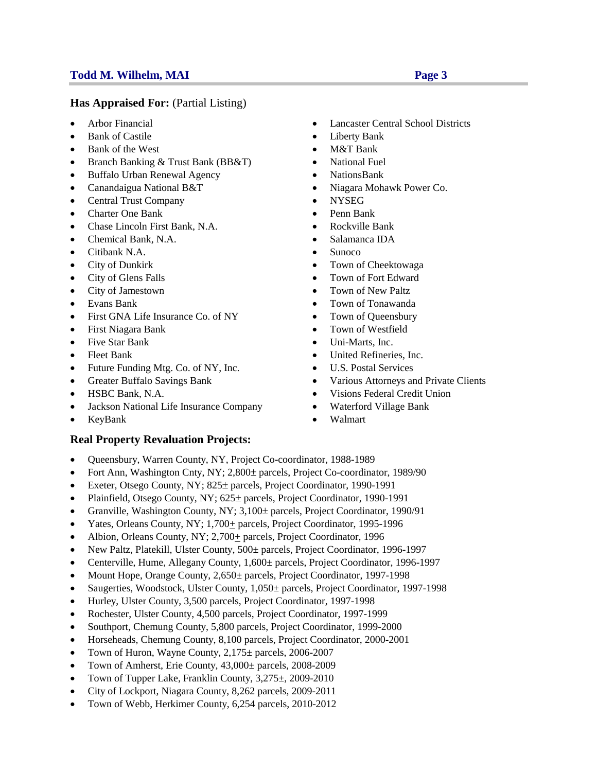## **Has Appraised For:** (Partial Listing)

- Arbor Financial
- Bank of Castile
- Bank of the West
- Branch Banking & Trust Bank (BB&T)
- Buffalo Urban Renewal Agency
- Canandaigua National B&T
- Central Trust Company
- Charter One Bank
- Chase Lincoln First Bank, N.A.
- Chemical Bank, N.A.
- Citibank N.A.
- City of Dunkirk
- City of Glens Falls
- City of Jamestown
- Evans Bank
- First GNA Life Insurance Co. of NY
- First Niagara Bank
- Five Star Bank
- Fleet Bank
- Future Funding Mtg. Co. of NY, Inc.
- Greater Buffalo Savings Bank
- HSBC Bank, N.A.
- Jackson National Life Insurance Company
- KeyBank
- Lancaster Central School Districts
- Liberty Bank
- M&T Bank
- National Fuel
- NationsBank
- Niagara Mohawk Power Co.
- NYSEG
- Penn Bank
- Rockville Bank
- Salamanca IDA
- Sunoco
- Town of Cheektowaga
- Town of Fort Edward
- Town of New Paltz
- Town of Tonawanda
- Town of Queensbury
- Town of Westfield
- Uni-Marts, Inc.
- United Refineries, Inc.
- U.S. Postal Services
- Various Attorneys and Private Clients
- Visions Federal Credit Union
- Waterford Village Bank
- Walmart

## **Real Property Revaluation Projects:**

- Queensbury, Warren County, NY, Project Co-coordinator, 1988-1989
- Fort Ann, Washington Cnty, NY; 2,800± parcels, Project Co-coordinator, 1989/90
- Exeter, Otsego County, NY; 825± parcels, Project Coordinator, 1990-1991
- Plainfield, Otsego County, NY; 625± parcels, Project Coordinator, 1990-1991
- Granville, Washington County, NY; 3,100± parcels, Project Coordinator, 1990/91
- Yates, Orleans County, NY; 1,700± parcels, Project Coordinator, 1995-1996
- Albion, Orleans County, NY; 2,700± parcels, Project Coordinator, 1996
- New Paltz, Platekill, Ulster County, 500± parcels, Project Coordinator, 1996-1997
- Centerville, Hume, Allegany County, 1,600± parcels, Project Coordinator, 1996-1997
- Mount Hope, Orange County, 2,650± parcels, Project Coordinator, 1997-1998
- Saugerties, Woodstock, Ulster County, 1,050± parcels, Project Coordinator, 1997-1998
- Hurley, Ulster County, 3,500 parcels, Project Coordinator, 1997-1998
- Rochester, Ulster County, 4,500 parcels, Project Coordinator, 1997-1999
- Southport, Chemung County, 5,800 parcels, Project Coordinator, 1999-2000
- Horseheads, Chemung County, 8,100 parcels, Project Coordinator, 2000-2001
- Town of Huron, Wayne County, 2,175± parcels, 2006-2007
- Town of Amherst, Erie County, 43,000± parcels, 2008-2009
- Town of Tupper Lake, Franklin County, 3,275±, 2009-2010
- City of Lockport, Niagara County, 8,262 parcels, 2009-2011
- Town of Webb, Herkimer County, 6,254 parcels, 2010-2012